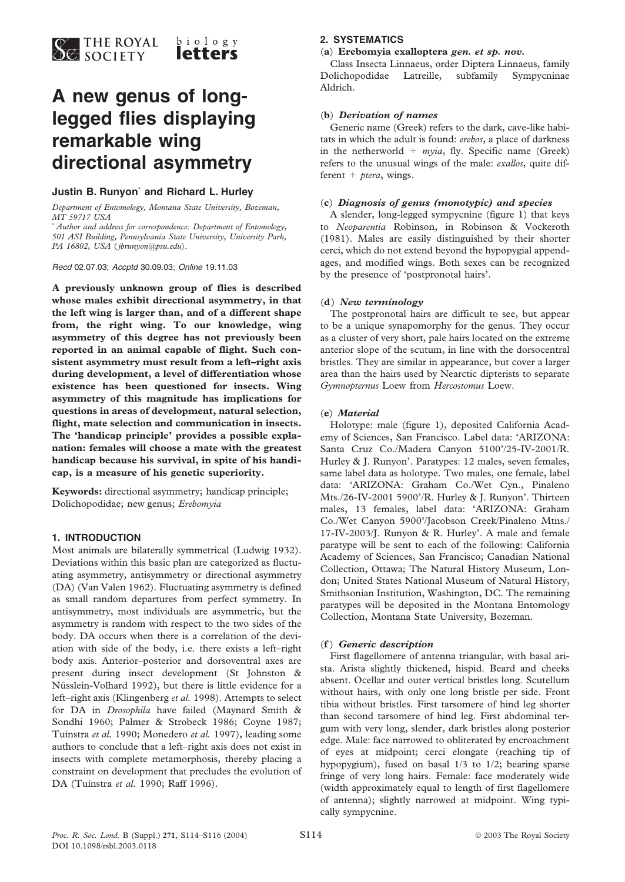# A new genus of long-legged flies displaying remarkable wing directional asymmetry

**Justin B. Runyon*** **and Richard L. Hurley**

*Department of Entomology, Montana State University, Bozeman, MT 59717 USA*

* *Author and address for correspondence: Department of Entomology, 501 ASI Building, Pennsylvania State University, University Park, PA 16802, USA (jbrunyon@psu.edu).*

*Recd* 02.07.03; *Accptd* 30.09.03; *Online* 19.11.03

**A previously unknown group of flies is described whose males exhibit directional asymmetry, in that the left wing is larger than, and of a different shape from, the right wing. To our knowledge, wing asymmetry of this degree has not previously been reported in an animal capable of flight. Such consistent asymmetry must result from a left–right axis during development, a level of differentiation whose existence has been questioned for insects. Wing asymmetry of this magnitude has implications for questions in areas of development, natural selection, flight, mate selection and communication in insects. The 'handicap principle' provides a possible explanation: females will choose a mate with the greatest handicap because his survival, in spite of his handicap, is a measure of his genetic superiority.**

**Keywords:** directional asymmetry; handicap principle; Dolichopodidae; new genus; *Erebomyia*

## 1. INTRODUCTION

Most animals are bilaterally symmetrical (Ludwig 1932). Deviations within this basic plan are categorized as fluctuating asymmetry, antisymmetry or directional asymmetry (DA) (Van Valen 1962). Fluctuating asymmetry is defined as small random departures from perfect symmetry. In antisymmetry, most individuals are asymmetric, but the asymmetry is random with respect to the two sides of the body. DA occurs when there is a correlation of the deviation with side of the body, i.e. there exists a left–right body axis. Anterior–posterior and dorsoventral axes are present during insect development (St Johnston & Nüsslein-Volhard 1992), but there is little evidence for a left–right axis (Klingenberg *et al.* 1998). Attempts to select for DA in *Drosophila* have failed (Maynard Smith & Sondhi 1960; Palmer & Strobeck 1986; Coyne 1987; Tuinstra *et al.* 1990; Monedero *et al.* 1997), leading some authors to conclude that a left–right axis does not exist in insects with complete metamorphosis, thereby placing a constraint on development that precludes the evolution of DA (Tuinstra *et al.* 1990; Raff 1996).

## 2. SYSTEMATICS

### (a) Erebomyia exalloptera *gen. et sp. nov.*

Class Insecta Linnaeus, order Diptera Linnaeus, family Dolichopodidae Latreille, subfamily Sympycninae Aldrich.

### (b) *Derivation of names*

Generic name (Greek) refers to the dark, cave-like habitats in which the adult is found: *erebos*, a place of darkness in the netherworld + *myia*, fly. Specific name (Greek) refers to the unusual wings of the male: *exallos*, quite different + *ptera*, wings.

### (c) *Diagnosis of genus (monotypic) and species*

A slender, long-legged sympycnine (figure 1) that keys to *Neoparentia* Robinson, in Robinson & Vockeroth (1981). Males are easily distinguished by their shorter cerci, which do not extend beyond the hypopygial appendages, and modified wings. Both sexes can be recognized by the presence of 'postpronotal hairs'.

### (d) *New terminology*

The postpronotal hairs are difficult to see, but appear to be a unique synapomorphy for the genus. They occur as a cluster of very short, pale hairs located on the extreme anterior slope of the scutum, in line with the dorsocentral bristles. They are similar in appearance, but cover a larger area than the hairs used by Nearctic dipterists to separate *Gymnopternus* Loew from *Hercostomus* Loew.

### (e) *Material*

Holotype: male (figure 1), deposited California Academy of Sciences, San Francisco. Label data: 'ARIZONA: Santa Cruz Co./Madera Canyon 5100'/25-IV-2001/R. Hurley & J. Runyon'. Paratypes: 12 males, seven females, same label data as holotype. Two males, one female, label data: 'ARIZONA: Graham Co./Wet Cyn., Pinaleno Mts./26-IV-2001 5900'/R. Hurley & J. Runyon'. Thirteen males, 13 females, label data: 'ARIZONA: Graham Co./Wet Canyon 5900'/Jacobson Creek/Pinaleno Mtns./ 17-IV-2003/J. Runyon & R. Hurley'. A male and female paratype will be sent to each of the following: California Academy of Sciences, San Francisco; Canadian National Collection, Ottawa; The Natural History Museum, London; United States National Museum of Natural History, Smithsonian Institution, Washington, DC. The remaining paratypes will be deposited in the Montana Entomology Collection, Montana State University, Bozeman.

### (f) *Generic description*

First flagellomere of antenna triangular, with basal arista. Arista slightly thickened, hispid. Beard and cheeks absent. Ocellar and outer vertical bristles long. Scutellum without hairs, with only one long bristle per side. Front tibia without bristles. First tarsomere of hind leg shorter than second tarsomere of hind leg. First abdominal tergum with very long, slender, dark bristles along posterior edge. Male: face narrowed to obliterated by encroachment of eyes at midpoint; cerci elongate (reaching tip of hypopygium), fused on basal 1/3 to 1/2; bearing sparse fringe of very long hairs. Female: face moderately wide (width approximately equal to length of first flagellomere of antenna); slightly narrowed at midpoint. Wing typically sympycnine.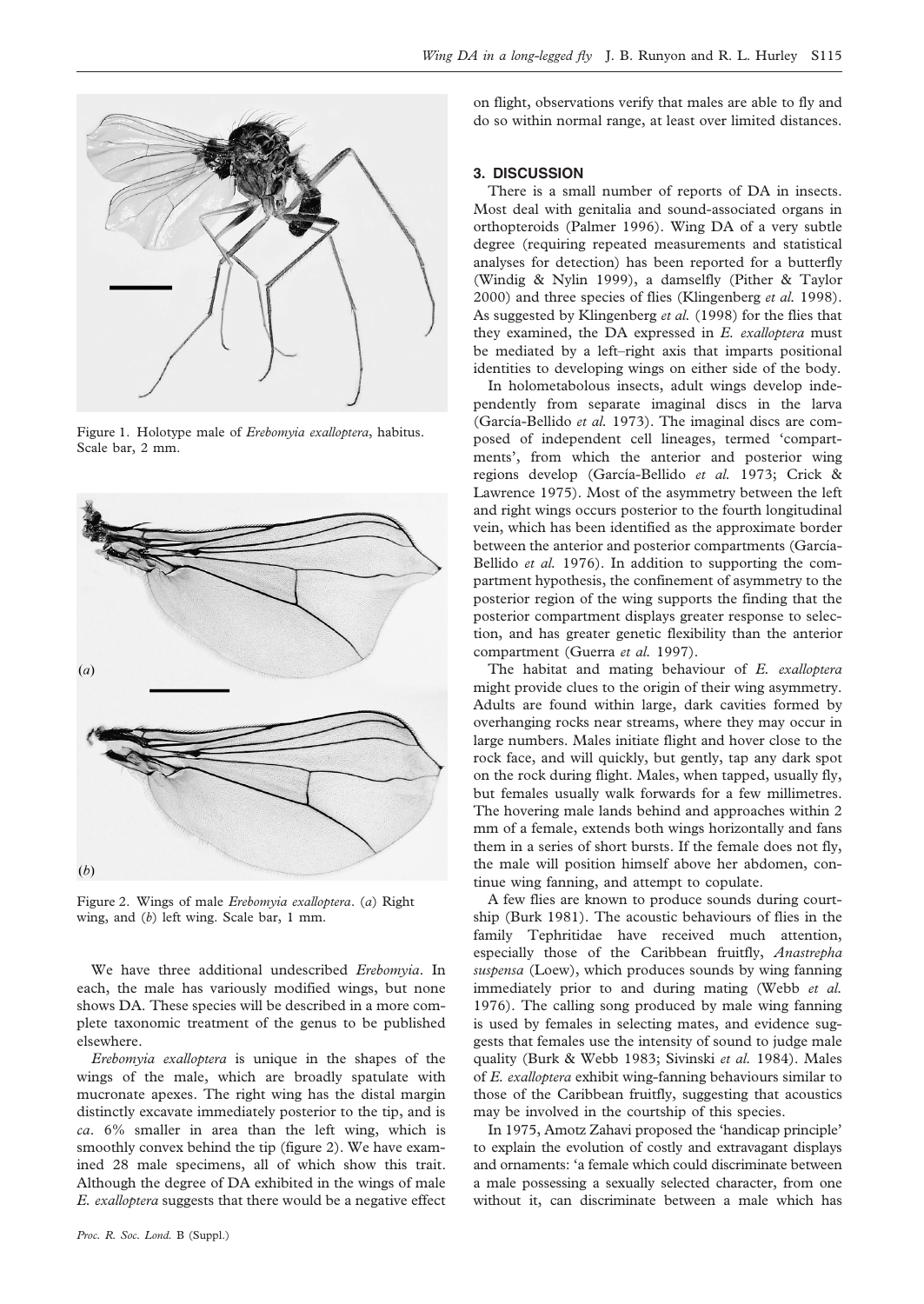Figure 1. Holotype male of *Erebomyia exalloptera*, habitus. Scale bar, 2 mm.

Figure 2. Wings of male *Erebomyia exalloptera*. (*a*) Right wing, and (*b*) left wing. Scale bar, 1 mm.

We have three additional undescribed *Erebomyia*. In each, the male has variously modified wings, but none shows DA. These species will be described in a more complete taxonomic treatment of the genus to be published elsewhere.

*Erebomyia exalloptera* is unique in the shapes of the wings of the male, which are broadly spatulate with mucronate apexes. The right wing has the distal margin distinctly excavate immediately posterior to the tip, and is *ca*. 6% smaller in area than the left wing, which is smoothly convex behind the tip (figure 2). We have examined 28 male specimens, all of which show this trait. Although the degree of DA exhibited in the wings of male *E. exalloptera* suggests that there would be a negative effect on flight, observations verify that males are able to fly and do so within normal range, at least over limited distances.

## 3. DISCUSSION

There is a small number of reports of DA in insects. Most deal with genitalia and sound-associated organs in orthopteroids (Palmer 1996). Wing DA of a very subtle degree (requiring repeated measurements and statistical analyses for detection) has been reported for a butterfly (Windig & Nylin 1999), a damselfly (Pither & Taylor 2000) and three species of flies (Klingenberg *et al.* 1998). As suggested by Klingenberg *et al.* (1998) for the flies that they examined, the DA expressed in *E. exalloptera* must be mediated by a left–right axis that imparts positional identities to developing wings on either side of the body.

In holometabolous insects, adult wings develop independently from separate imaginal discs in the larva (García-Bellido *et al.* 1973). The imaginal discs are composed of independent cell lineages, termed 'compartments', from which the anterior and posterior wing regions develop (García-Bellido *et al.* 1973; Crick & Lawrence 1975). Most of the asymmetry between the left and right wings occurs posterior to the fourth longitudinal vein, which has been identified as the approximate border between the anterior and posterior compartments (García-Bellido *et al.* 1976). In addition to supporting the compartment hypothesis, the confinement of asymmetry to the posterior region of the wing supports the finding that the posterior compartment displays greater response to selection, and has greater genetic flexibility than the anterior compartment (Guerra *et al.* 1997).

The habitat and mating behaviour of *E. exalloptera* might provide clues to the origin of their wing asymmetry. Adults are found within large, dark cavities formed by overhanging rocks near streams, where they may occur in large numbers. Males initiate flight and hover close to the rock face, and will quickly, but gently, tap any dark spot on the rock during flight. Males, when tapped, usually fly, but females usually walk forwards for a few millimetres. The hovering male lands behind and approaches within 2 mm of a female, extends both wings horizontally and fans them in a series of short bursts. If the female does not fly, the male will position himself above her abdomen, continue wing fanning, and attempt to copulate.

A few flies are known to produce sounds during courtship (Burk 1981). The acoustic behaviours of flies in the family Tephritidae have received much attention, especially those of the Caribbean fruitfly, *Anastrepha suspensa* (Loew), which produces sounds by wing fanning immediately prior to and during mating (Webb *et al.* 1976). The calling song produced by male wing fanning is used by females in selecting mates, and evidence suggests that females use the intensity of sound to judge male quality (Burk & Webb 1983; Sivinski *et al.* 1984). Males of *E. exalloptera* exhibit wing-fanning behaviours similar to those of the Caribbean fruitfly, suggesting that acoustics may be involved in the courtship of this species.

In 1975, Amotz Zahavi proposed the 'handicap principle' to explain the evolution of costly and extravagant displays and ornaments: 'a female which could discriminate between a male possessing a sexually selected character, from one without it, can discriminate between a male which has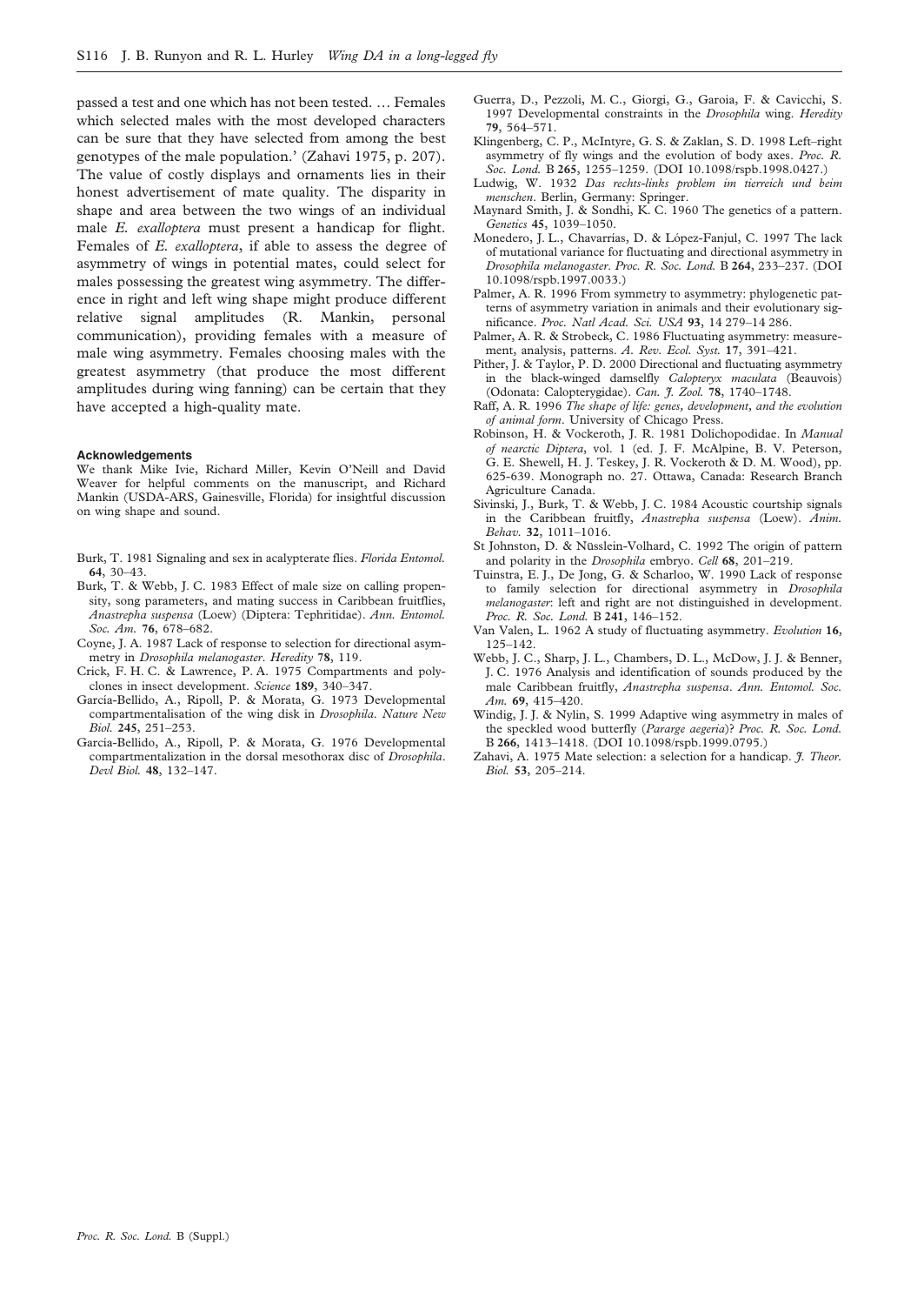passed a test and one which has not been tested. … Females which selected males with the most developed characters can be sure that they have selected from among the best genotypes of the male population.' (Zahavi 1975, p. 207). The value of costly displays and ornaments lies in their honest advertisement of mate quality. The disparity in shape and area between the two wings of an individual male *E. exalloptera* must present a handicap for flight. Females of *E. exalloptera*, if able to assess the degree of asymmetry of wings in potential mates, could select for males possessing the greatest wing asymmetry. The difference in right and left wing shape might produce different relative signal amplitudes (R. Mankin, personal communication), providing females with a measure of male wing asymmetry. Females choosing males with the greatest asymmetry (that produce the most different amplitudes during wing fanning) can be certain that they have accepted a high-quality mate.

#### Acknowledgements

We thank Mike Ivie, Richard Miller, Kevin O'Neill and David Weaver for helpful comments on the manuscript, and Richard Mankin (USDA-ARS, Gainesville, Florida) for insightful discussion on wing shape and sound.

Burk, T. 1981 Signaling and sex in acalypterate flies. *Florida Entomol.* **64**, 30–43.

Burk, T. & Webb, J. C. 1983 Effect of male size on calling propensity, song parameters, and mating success in Caribbean fruitflies, *Anastrepha suspensa* (Loew) (Diptera: Tephritidae). *Ann. Entomol. Soc. Am.* **76**, 678–682.

Coyne, J. A. 1987 Lack of response to selection for directional asymmetry in *Drosophila melanogaster*. *Heredity* **78**, 119.

Crick, F. H. C. & Lawrence, P. A. 1975 Compartments and polyclones in insect development. *Science* **189**, 340–347.

García-Bellido, A., Ripoll, P. & Morata, G. 1973 Developmental compartmentalisation of the wing disk in *Drosophila*. *Nature New Biol.* **245**, 251–253.

García-Bellido, A., Ripoll, P. & Morata, G. 1976 Developmental compartmentalization in the dorsal mesothorax disc of *Drosophila*. *Devl Biol.* **48**, 132–147.

Guerra, D., Pezzoli, M. C., Giorgi, G., Garoia, F. & Cavicchi, S. 1997 Developmental constraints in the *Drosophila* wing. *Heredity* **79**, 564–571.

Klingenberg, C. P., McIntyre, G. S. & Zaklan, S. D. 1998 Left–right asymmetry of fly wings and the evolution of body axes. *Proc. R. Soc. Lond.* B **265**, 1255–1259. (DOI 10.1098/rspb.1998.0427.)

Ludwig, W. 1932 *Das rechts-links problem im tierreich und beim menschen*. Berlin, Germany: Springer.

Maynard Smith, J. & Sondhi, K. C. 1960 The genetics of a pattern. *Genetics* **45**, 1039–1050.

Monedero, J. L., Chavarrías, D. & López-Fanjul, C. 1997 The lack of mutational variance for fluctuating and directional asymmetry in *Drosophila melanogaster*. *Proc. R. Soc. Lond.* B **264**, 233–237. (DOI 10.1098/rspb.1997.0033.)

Palmer, A. R. 1996 From symmetry to asymmetry: phylogenetic patterns of asymmetry variation in animals and their evolutionary significance. *Proc. Natl Acad. Sci. USA* **93**, 14 279–14 286.

Palmer, A. R. & Strobeck, C. 1986 Fluctuating asymmetry: measurement, analysis, patterns. *A. Rev. Ecol. Syst.* **17**, 391–421.

Pither, J. & Taylor, P. D. 2000 Directional and fluctuating asymmetry in the black-winged damselfly *Calopteryx maculata* (Beauvois) (Odonata: Calopterygidae). *Can. J. Zool.* **78**, 1740–1748.

Raff, A. R. 1996 *The shape of life: genes, development, and the evolution of animal form*. University of Chicago Press.

Robinson, H. & Vockeroth, J. R. 1981 Dolichopodidae. In *Manual of nearctic Diptera*, vol. 1 (ed. J. F. McAlpine, B. V. Peterson, G. E. Shewell, H. J. Teskey, J. R. Vockeroth & D. M. Wood), pp. 625-639. Monograph no. 27. Ottawa, Canada: Research Branch Agriculture Canada.

Sivinski, J., Burk, T. & Webb, J. C. 1984 Acoustic courtship signals in the Caribbean fruitfly, *Anastrepha suspensa* (Loew). *Anim. Behav.* **32**, 1011–1016.

St Johnston, D. & Nüsslein-Volhard, C. 1992 The origin of pattern and polarity in the *Drosophila* embryo. *Cell* **68**, 201–219.

Tuinstra, E. J., De Jong, G. & Scharloo, W. 1990 Lack of response to family selection for directional asymmetry in *Drosophila melanogaster*: left and right are not distinguished in development. *Proc. R. Soc. Lond.* B **241**, 146–152.

Van Valen, L. 1962 A study of fluctuating asymmetry. *Evolution* **16**, 125–142.

Webb, J. C., Sharp, J. L., Chambers, D. L., McDow, J. J. & Benner, J. C. 1976 Analysis and identification of sounds produced by the male Caribbean fruitfly, *Anastrepha suspensa*. *Ann. Entomol. Soc. Am.* **69**, 415–420.

Windig, J. J. & Nylin, S. 1999 Adaptive wing asymmetry in males of the speckled wood butterfly (*Pararge aegeria*)? *Proc. R. Soc. Lond.* B **266**, 1413–1418. (DOI 10.1098/rspb.1999.0795.)

Zahavi, A. 1975 Mate selection: a selection for a handicap. *J. Theor. Biol.* **53**, 205–214.